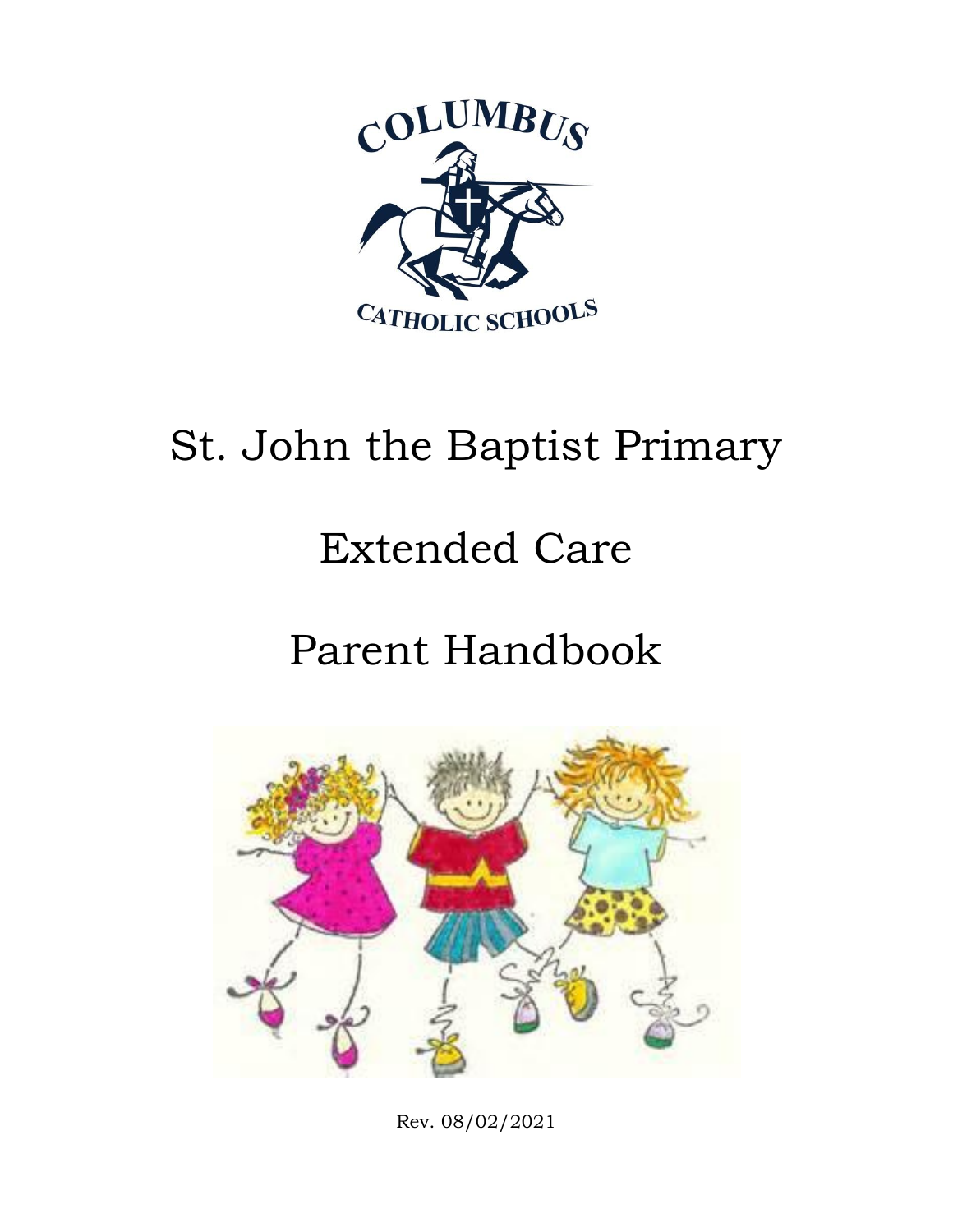COLUMBUS

CATHOLIC SCHOOLS

# St. John the Baptist Primary

# Extended Care

# Parent Handbook

Rev. 08/02/2021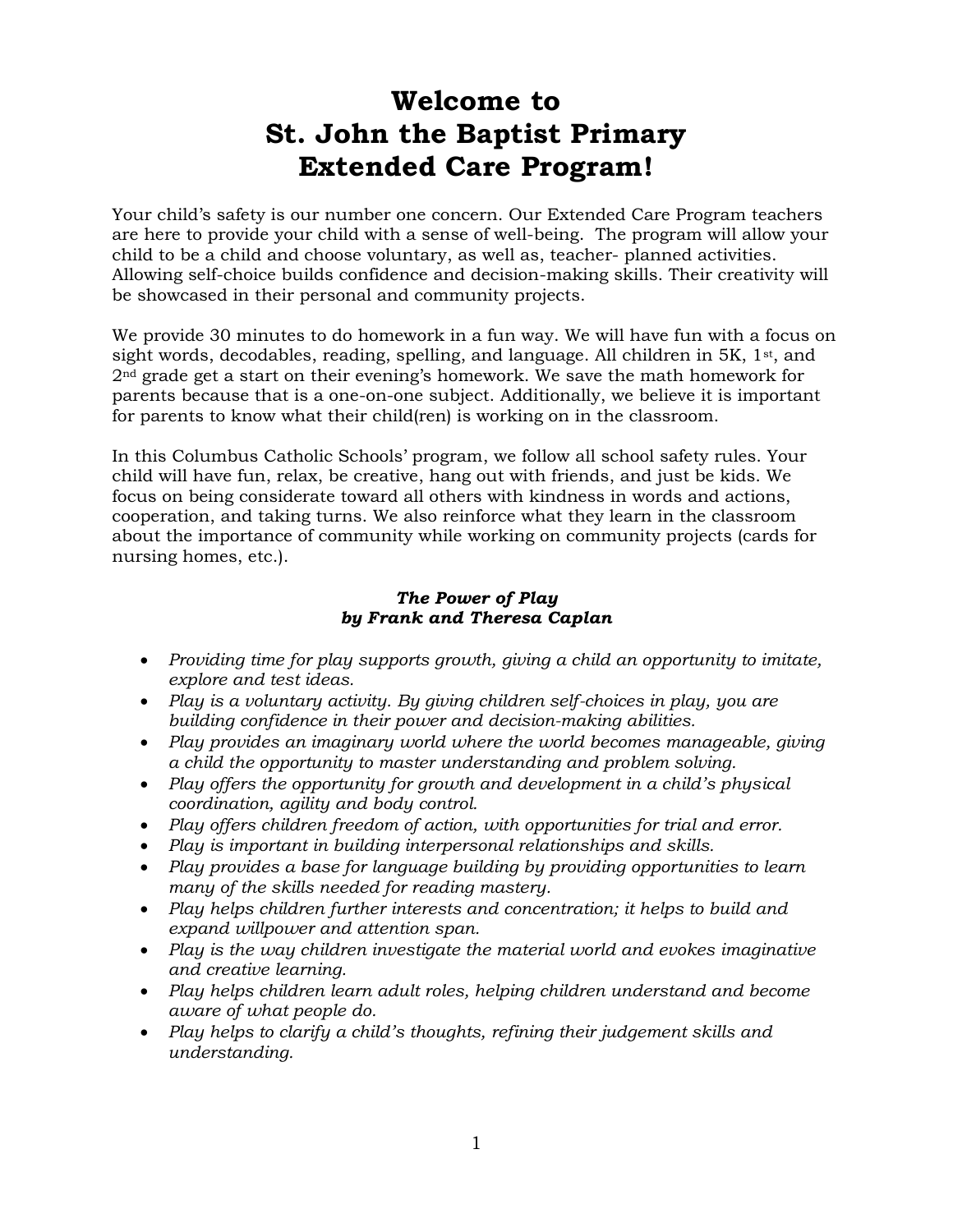# Welcome to St. John the Baptist Primary Extended Care Program!

Your child's safety is our number one concern. Our Extended Care Program teachers are here to provide your child with a sense of well-being. The program will allow your child to be a child and choose voluntary, as well as, teacher- planned activities. Allowing self-choice builds confidence and decision-making skills. Their creativity will be showcased in their personal and community projects.

We provide 30 minutes to do homework in a fun way. We will have fun with a focus on sight words, decodables, reading, spelling, and language. All children in 5K, 1st, and 2nd grade get a start on their evening's homework. We save the math homework for parents because that is a one-on-one subject. Additionally, we believe it is important for parents to know what their child(ren) is working on in the classroom.

In this Columbus Catholic Schools' program, we follow all school safety rules. Your child will have fun, relax, be creative, hang out with friends, and just be kids. We focus on being considerate toward all others with kindness in words and actions, cooperation, and taking turns. We also reinforce what they learn in the classroom about the importance of community while working on community projects (cards for nursing homes, etc.).

***The Power of Play***
***by Frank and Theresa Caplan***

- *Providing time for play supports growth, giving a child an opportunity to imitate, explore and test ideas.*
- *Play is a voluntary activity. By giving children self-choices in play, you are building confidence in their power and decision-making abilities.*
- *Play provides an imaginary world where the world becomes manageable, giving a child the opportunity to master understanding and problem solving.*
- *Play offers the opportunity for growth and development in a child's physical coordination, agility and body control.*
- *Play offers children freedom of action, with opportunities for trial and error.*
- *Play is important in building interpersonal relationships and skills.*
- *Play provides a base for language building by providing opportunities to learn many of the skills needed for reading mastery.*
- *Play helps children further interests and concentration; it helps to build and expand willpower and attention span.*
- *Play is the way children investigate the material world and evokes imaginative and creative learning.*
- *Play helps children learn adult roles, helping children understand and become aware of what people do.*
- *Play helps to clarify a child's thoughts, refining their judgement skills and understanding.*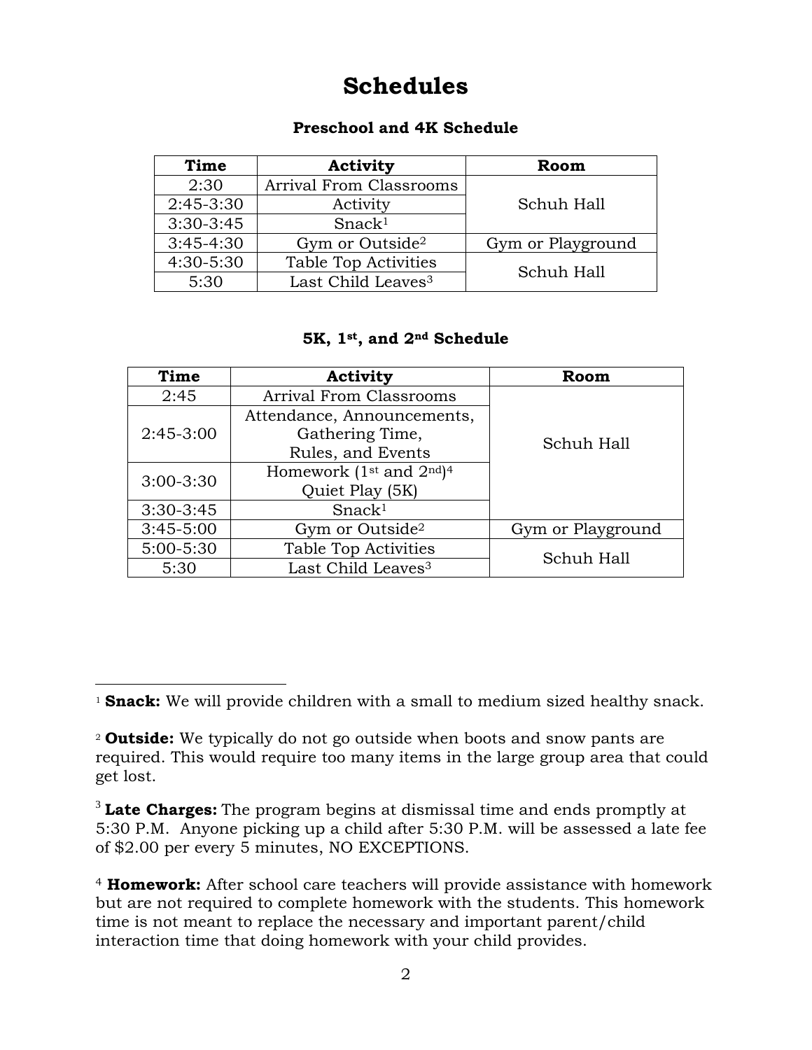# Schedules

### Preschool and 4K Schedule

| Time | Activity | Room |
|---|---|---|
| 2:30 | Arrival From Classrooms | Schuh Hall |
| 2:45-3:30 | Activity | |
| 3:30-3:45 | Snack[1] | |
| 3:45-4:30 | Gym or Outside[2] | Gym or Playground |
| 4:30-5:30 | Table Top Activities | Schuh Hall |
| 5:30 | Last Child Leaves[3] | |

### 5K, 1st, and 2nd Schedule

| Time | Activity | Room |
|---|---|---|
| 2:45 | Arrival From Classrooms | Schuh Hall |
| 2:45-3:00 | Attendance, Announcements, Gathering Time, Rules, and Events | |
| 3:00-3:30 | Homework (1st and 2nd)[4] Quiet Play (5K) | |
| 3:30-3:45 | Snack[1] | |
| 3:45-5:00 | Gym or Outside[2] | Gym or Playground |
| 5:00-5:30 | Table Top Activities | Schuh Hall |
| 5:30 | Last Child Leaves[3] | |

---

[1] **Snack:** We will provide children with a small to medium sized healthy snack.

[2] **Outside:** We typically do not go outside when boots and snow pants are required. This would require too many items in the large group area that could get lost.

[3] **Late Charges:** The program begins at dismissal time and ends promptly at 5:30 P.M. Anyone picking up a child after 5:30 P.M. will be assessed a late fee of $2.00 per every 5 minutes, NO EXCEPTIONS.

[4] **Homework:** After school care teachers will provide assistance with homework but are not required to complete homework with the students. This homework time is not meant to replace the necessary and important parent/child interaction time that doing homework with your child provides.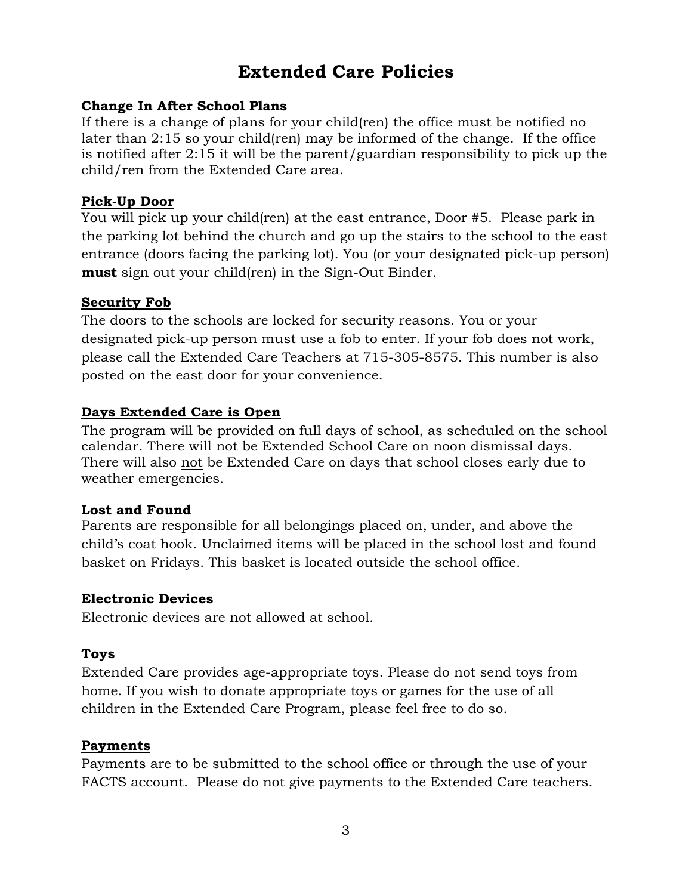# Extended Care Policies

## Change In After School Plans

If there is a change of plans for your child(ren) the office must be notified no later than 2:15 so your child(ren) may be informed of the change. If the office is notified after 2:15 it will be the parent/guardian responsibility to pick up the child/ren from the Extended Care area.

## Pick-Up Door

You will pick up your child(ren) at the east entrance, Door #5. Please park in the parking lot behind the church and go up the stairs to the school to the east entrance (doors facing the parking lot). You (or your designated pick-up person) **must** sign out your child(ren) in the Sign-Out Binder.

## Security Fob

The doors to the schools are locked for security reasons. You or your designated pick-up person must use a fob to enter. If your fob does not work, please call the Extended Care Teachers at 715-305-8575. This number is also posted on the east door for your convenience.

## Days Extended Care is Open

The program will be provided on full days of school, as scheduled on the school calendar. There will <u>not</u> be Extended School Care on noon dismissal days. There will also <u>not</u> be Extended Care on days that school closes early due to weather emergencies.

## Lost and Found

Parents are responsible for all belongings placed on, under, and above the child's coat hook. Unclaimed items will be placed in the school lost and found basket on Fridays. This basket is located outside the school office.

## Electronic Devices

Electronic devices are not allowed at school.

## Toys

Extended Care provides age-appropriate toys. Please do not send toys from home. If you wish to donate appropriate toys or games for the use of all children in the Extended Care Program, please feel free to do so.

## Payments

Payments are to be submitted to the school office or through the use of your FACTS account. Please do not give payments to the Extended Care teachers.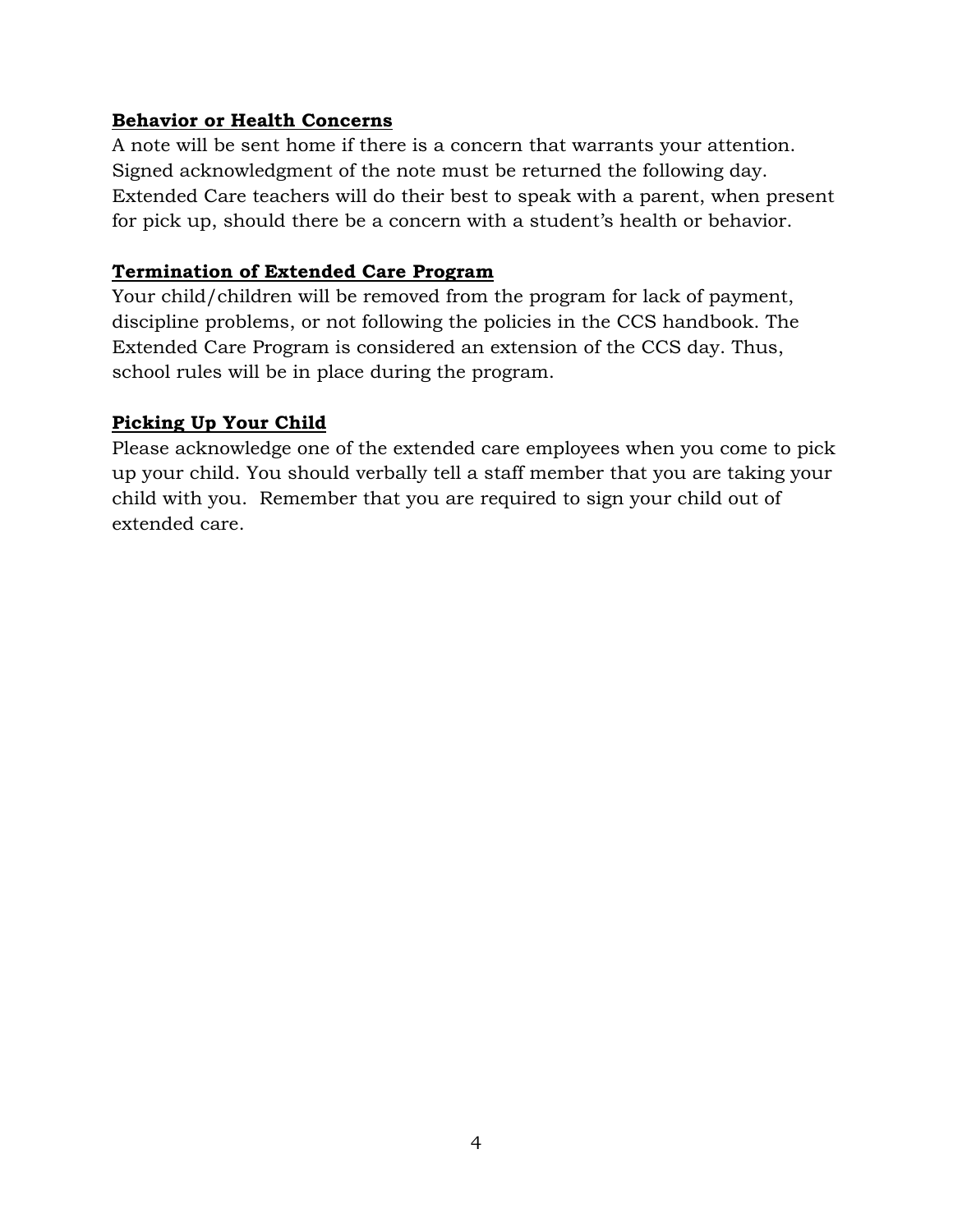**Behavior or Health Concerns**

A note will be sent home if there is a concern that warrants your attention. Signed acknowledgment of the note must be returned the following day. Extended Care teachers will do their best to speak with a parent, when present for pick up, should there be a concern with a student's health or behavior.

**Termination of Extended Care Program**

Your child/children will be removed from the program for lack of payment, discipline problems, or not following the policies in the CCS handbook. The Extended Care Program is considered an extension of the CCS day. Thus, school rules will be in place during the program.

**Picking Up Your Child**

Please acknowledge one of the extended care employees when you come to pick up your child. You should verbally tell a staff member that you are taking your child with you. Remember that you are required to sign your child out of extended care.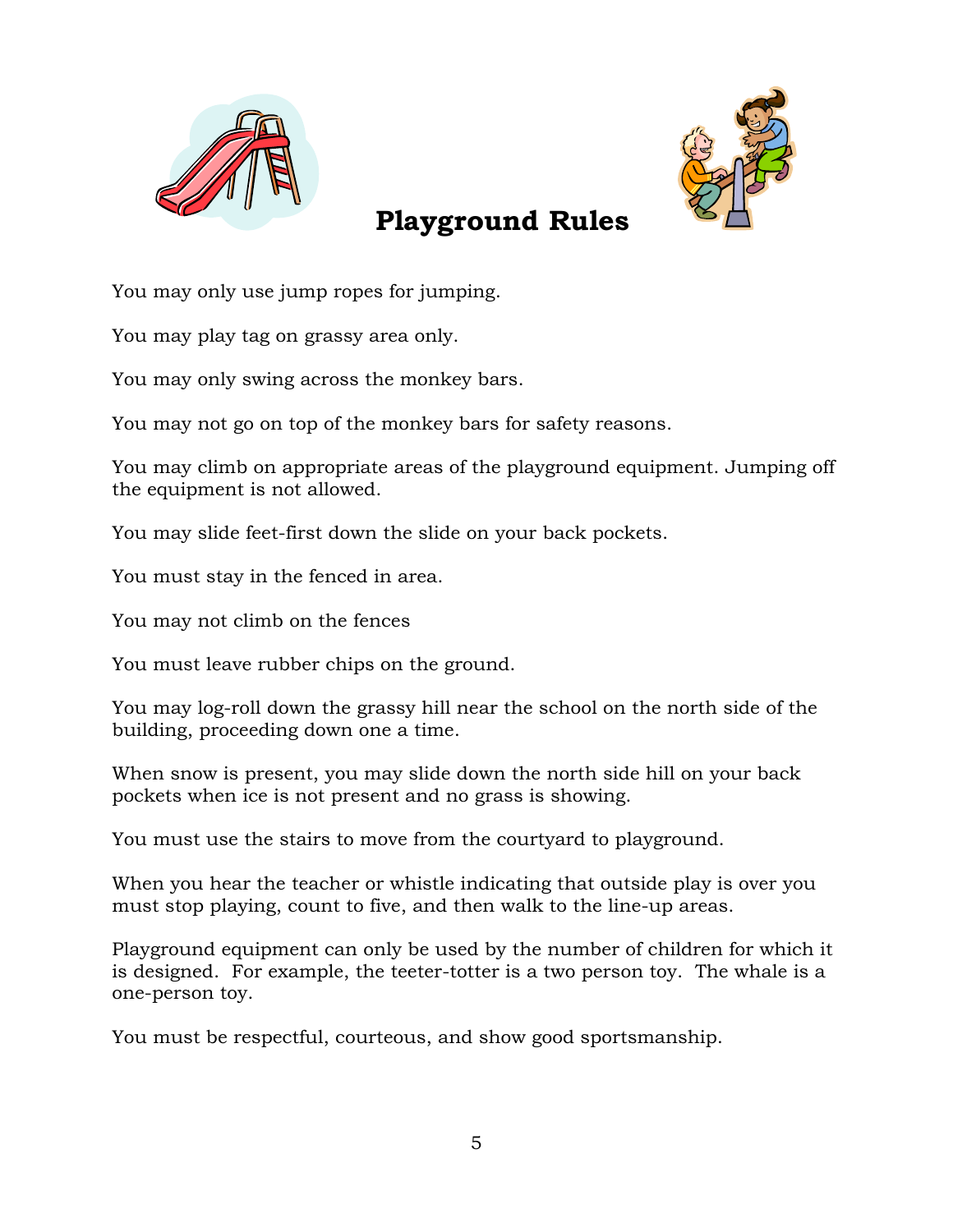# Playground Rules

You may only use jump ropes for jumping.

You may play tag on grassy area only.

You may only swing across the monkey bars.

You may not go on top of the monkey bars for safety reasons.

You may climb on appropriate areas of the playground equipment. Jumping off the equipment is not allowed.

You may slide feet-first down the slide on your back pockets.

You must stay in the fenced in area.

You may not climb on the fences

You must leave rubber chips on the ground.

You may log-roll down the grassy hill near the school on the north side of the building, proceeding down one a time.

When snow is present, you may slide down the north side hill on your back pockets when ice is not present and no grass is showing.

You must use the stairs to move from the courtyard to playground.

When you hear the teacher or whistle indicating that outside play is over you must stop playing, count to five, and then walk to the line-up areas.

Playground equipment can only be used by the number of children for which it is designed. For example, the teeter-totter is a two person toy. The whale is a one-person toy.

You must be respectful, courteous, and show good sportsmanship.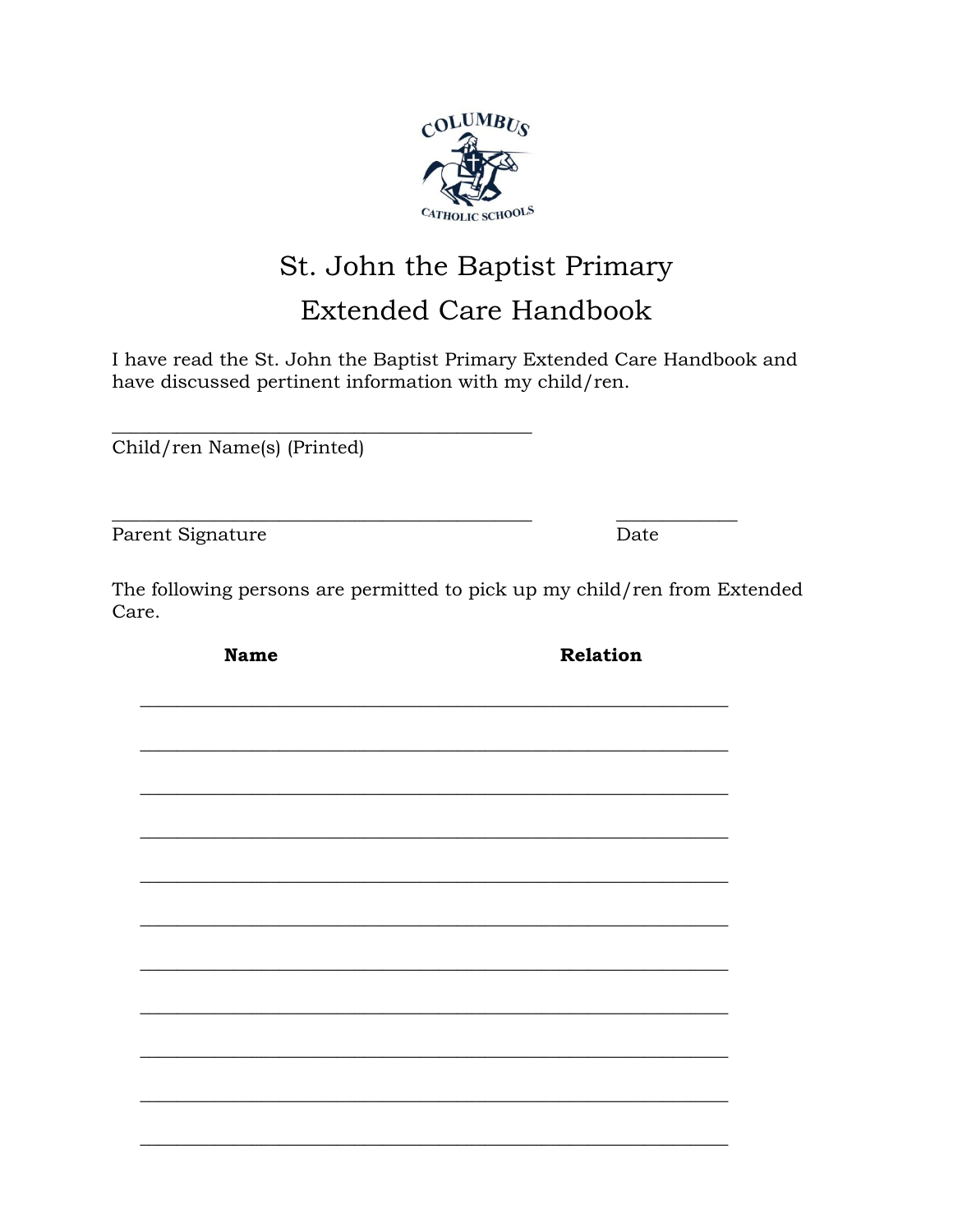# St. John the Baptist Primary Extended Care Handbook

I have read the St. John the Baptist Primary Extended Care Handbook and have discussed pertinent information with my child/ren.

_____________________________________________

Child/ren Name(s) (Printed)

_____________________________________________ ____________

Parent Signature Date

The following persons are permitted to pick up my child/ren from Extended Care.

| **Name** | **Relation** |
| --- | --- |
| | |
| | |
| | |
| | |
| | |
| | |
| | |
| | |
| | |
| | |
| | |